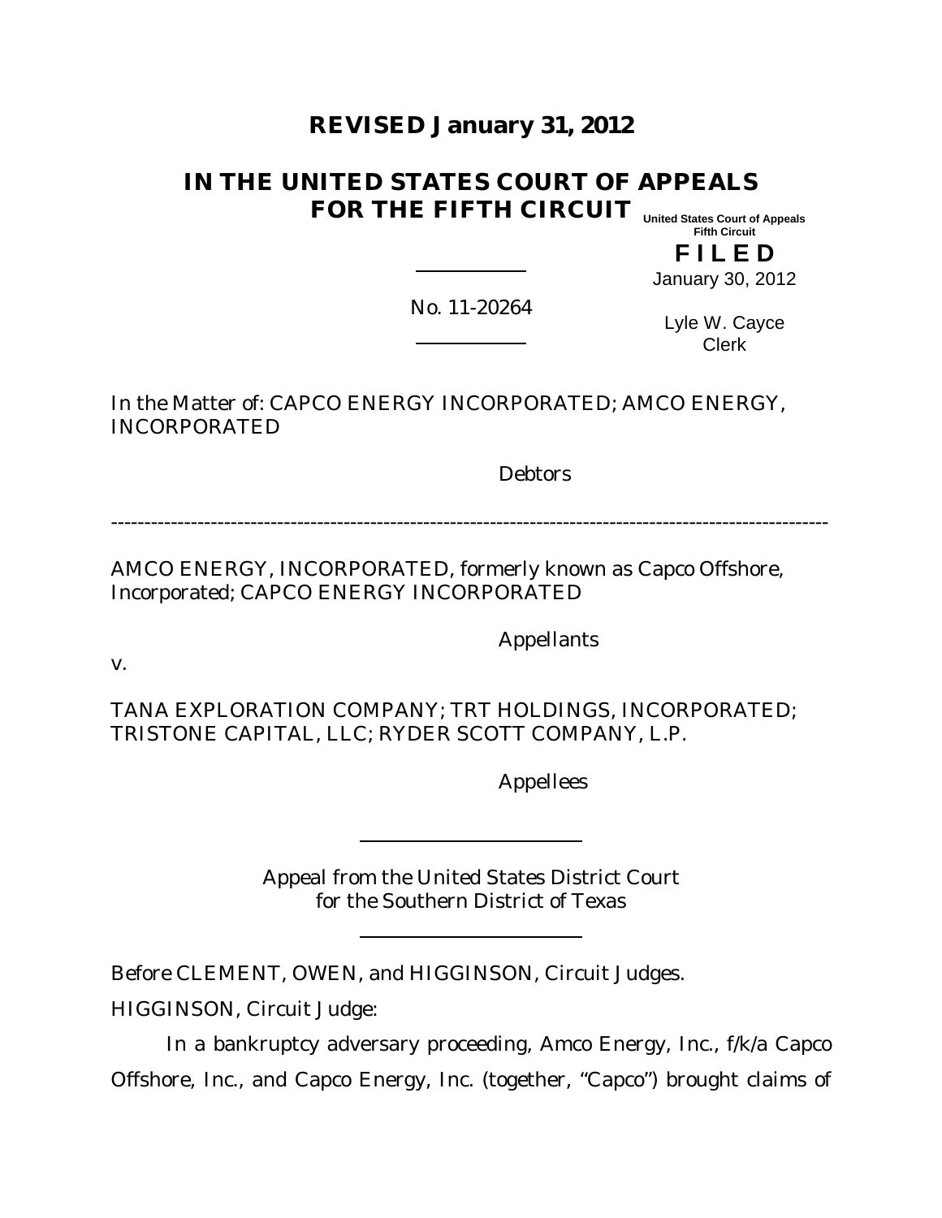# REVISED January 31, 2012

# IN THE UNITED STATES COURT OF APPEALS FOR THE FIFTH CIRCUIT

United States Court of Appeals
Fifth Circuit

**FILED**

January 30, 2012

Lyle W. Cayce
Clerk

No. 11-20264

In the Matter of: CAPCO ENERGY INCORPORATED; AMCO ENERGY, INCORPORATED

Debtors

---

AMCO ENERGY, INCORPORATED, formerly known as Capco Offshore, Incorporated; CAPCO ENERGY INCORPORATED

Appellants

v.

TANA EXPLORATION COMPANY; TRT HOLDINGS, INCORPORATED; TRISTONE CAPITAL, LLC; RYDER SCOTT COMPANY, L.P.

Appellees

Appeal from the United States District Court
for the Southern District of Texas

Before CLEMENT, OWEN, and HIGGINSON, Circuit Judges.

HIGGINSON, Circuit Judge:

In a bankruptcy adversary proceeding, Amco Energy, Inc., f/k/a Capco Offshore, Inc., and Capco Energy, Inc. (together, "Capco") brought claims of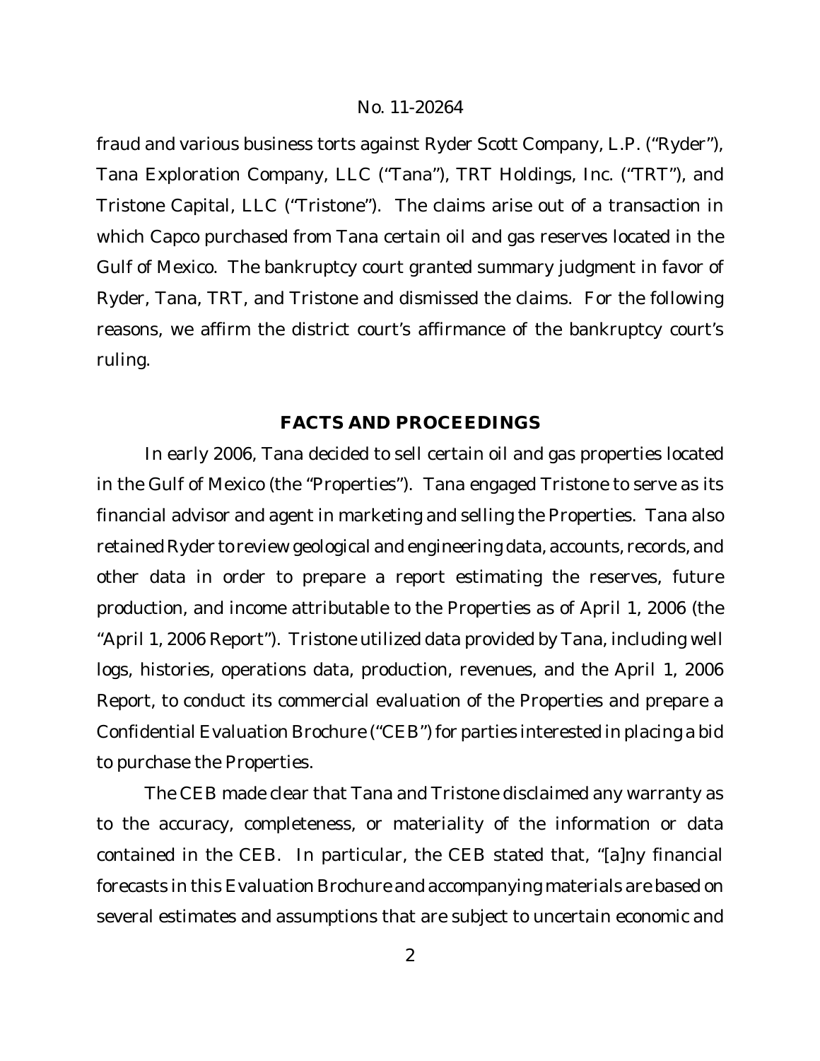fraud and various business torts against Ryder Scott Company, L.P. ("Ryder"), Tana Exploration Company, LLC ("Tana"), TRT Holdings, Inc. ("TRT"), and Tristone Capital, LLC ("Tristone"). The claims arise out of a transaction in which Capco purchased from Tana certain oil and gas reserves located in the Gulf of Mexico. The bankruptcy court granted summary judgment in favor of Ryder, Tana, TRT, and Tristone and dismissed the claims. For the following reasons, we affirm the district court's affirmance of the bankruptcy court's ruling.

## FACTS AND PROCEEDINGS

In early 2006, Tana decided to sell certain oil and gas properties located in the Gulf of Mexico (the "Properties"). Tana engaged Tristone to serve as its financial advisor and agent in marketing and selling the Properties. Tana also retained Ryder to review geological and engineering data, accounts, records, and other data in order to prepare a report estimating the reserves, future production, and income attributable to the Properties as of April 1, 2006 (the "April 1, 2006 Report"). Tristone utilized data provided by Tana, including well logs, histories, operations data, production, revenues, and the April 1, 2006 Report, to conduct its commercial evaluation of the Properties and prepare a Confidential Evaluation Brochure ("CEB") for parties interested in placing a bid to purchase the Properties.

The CEB made clear that Tana and Tristone disclaimed any warranty as to the accuracy, completeness, or materiality of the information or data contained in the CEB. In particular, the CEB stated that, "[a]ny financial forecasts in this Evaluation Brochure and accompanying materials are based on several estimates and assumptions that are subject to uncertain economic and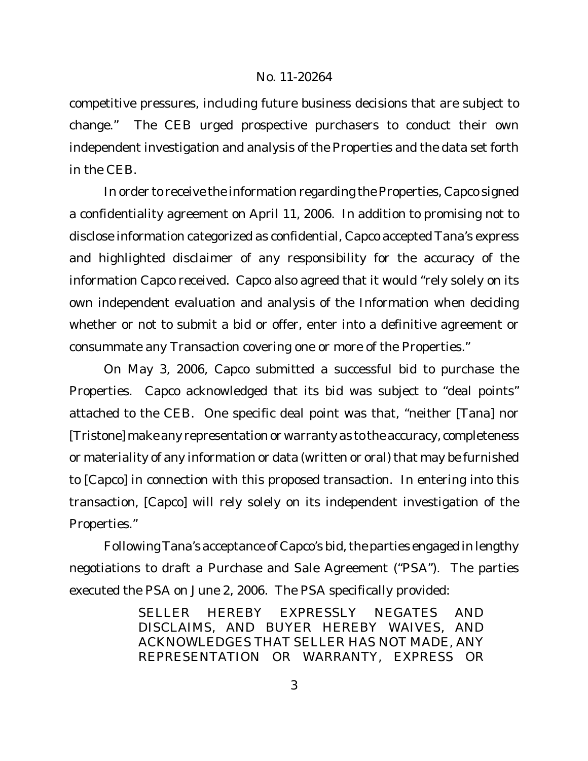competitive pressures, including future business decisions that are subject to change." The CEB urged prospective purchasers to conduct their own independent investigation and analysis of the Properties and the data set forth in the CEB.

In order to receive the information regarding the Properties, Capco signed a confidentiality agreement on April 11, 2006. In addition to promising not to disclose information categorized as confidential, Capco accepted Tana's express and highlighted disclaimer of any responsibility for the accuracy of the information Capco received. Capco also agreed that it would "rely solely on its own independent evaluation and analysis of the Information when deciding whether or not to submit a bid or offer, enter into a definitive agreement or consummate any Transaction covering one or more of the Properties."

On May 3, 2006, Capco submitted a successful bid to purchase the Properties. Capco acknowledged that its bid was subject to "deal points" attached to the CEB. One specific deal point was that, "neither [Tana] nor [Tristone] make any representation or warranty as to the accuracy, completeness or materiality of any information or data (written or oral) that may be furnished to [Capco] in connection with this proposed transaction. In entering into this transaction, [Capco] will rely solely on its independent investigation of the Properties."

Following Tana's acceptance of Capco's bid, the parties engaged in lengthy negotiations to draft a Purchase and Sale Agreement ("PSA"). The parties executed the PSA on June 2, 2006. The PSA specifically provided:

> SELLER HEREBY EXPRESSLY NEGATES AND DISCLAIMS, AND BUYER HEREBY WAIVES, AND ACKNOWLEDGES THAT SELLER HAS NOT MADE, ANY REPRESENTATION OR WARRANTY, EXPRESS OR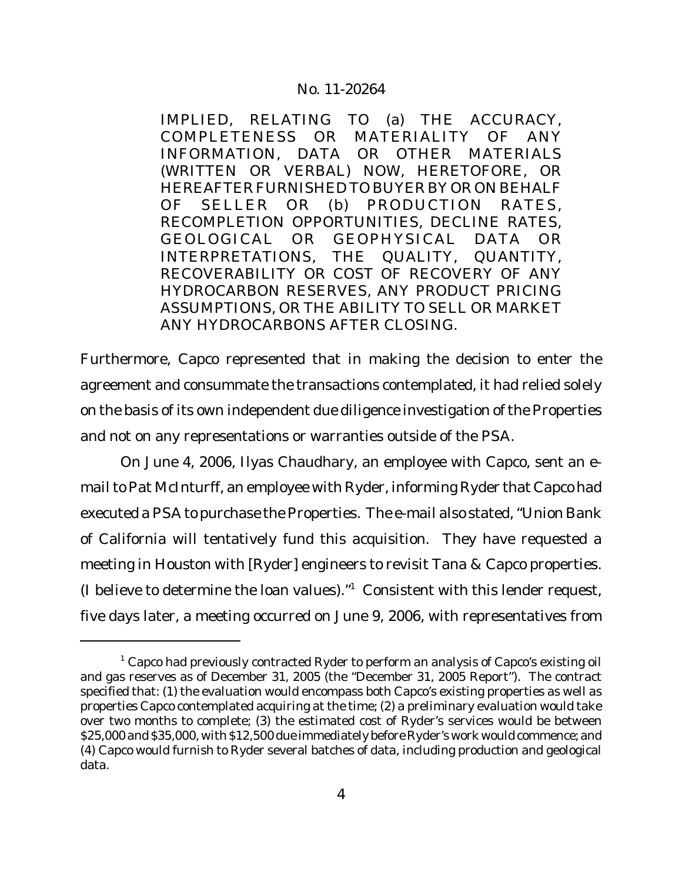> IMPLIED, RELATING TO (a) THE ACCURACY, COMPLETENESS OR MATERIALITY OF ANY INFORMATION, DATA OR OTHER MATERIALS (WRITTEN OR VERBAL) NOW, HERETOFORE, OR HEREAFTER FURNISHED TO BUYER BY OR ON BEHALF OF SELLER OR (b) PRODUCTION RATES, RECOMPLETION OPPORTUNITIES, DECLINE RATES, GEOLOGICAL OR GEOPHYSICAL DATA OR INTERPRETATIONS, THE QUALITY, QUANTITY, RECOVERABILITY OR COST OF RECOVERY OF ANY HYDROCARBON RESERVES, ANY PRODUCT PRICING ASSUMPTIONS, OR THE ABILITY TO SELL OR MARKET ANY HYDROCARBONS AFTER CLOSING.

Furthermore, Capco represented that in making the decision to enter the agreement and consummate the transactions contemplated, it had relied solely on the basis of its own independent due diligence investigation of the Properties and not on any representations or warranties outside of the PSA.

On June 4, 2006, Ilyas Chaudhary, an employee with Capco, sent an e-mail to Pat McInturff, an employee with Ryder, informing Ryder that Capco had executed a PSA to purchase the Properties. The e-mail also stated, "Union Bank of California will tentatively fund this acquisition. They have requested a meeting in Houston with [Ryder] engineers to revisit Tana & Capco properties. (I believe to determine the loan values)."[1] Consistent with this lender request, five days later, a meeting occurred on June 9, 2006, with representatives from

---

[1] Capco had previously contracted Ryder to perform an analysis of Capco's existing oil and gas reserves as of December 31, 2005 (the "December 31, 2005 Report"). The contract specified that: (1) the evaluation would encompass both Capco's existing properties as well as properties Capco contemplated acquiring at the time; (2) a preliminary evaluation would take over two months to complete; (3) the estimated cost of Ryder's services would be between $25,000 and $35,000, with $12,500 due immediately before Ryder's work would commence; and (4) Capco would furnish to Ryder several batches of data, including production and geological data.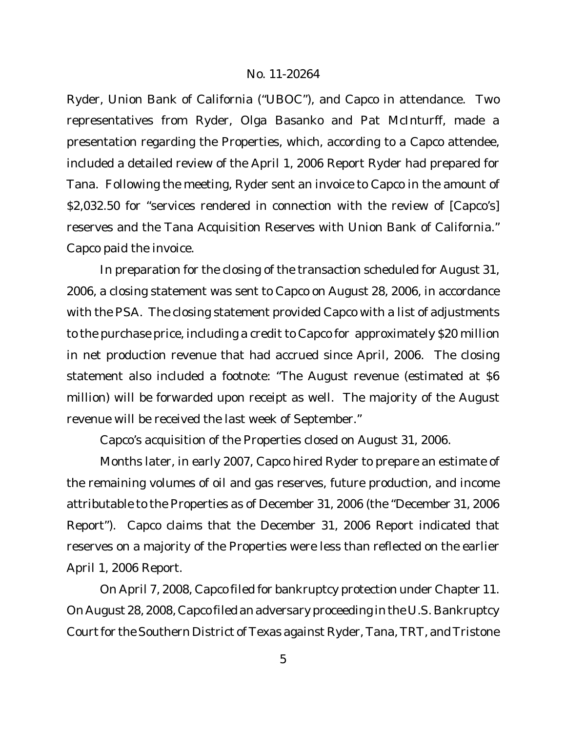Ryder, Union Bank of California ("UBOC"), and Capco in attendance. Two representatives from Ryder, Olga Basanko and Pat McInturff, made a presentation regarding the Properties, which, according to a Capco attendee, included a detailed review of the April 1, 2006 Report Ryder had prepared for Tana. Following the meeting, Ryder sent an invoice to Capco in the amount of $2,032.50 for "services rendered in connection with the review of [Capco's] reserves and the Tana Acquisition Reserves with Union Bank of California." Capco paid the invoice.

In preparation for the closing of the transaction scheduled for August 31, 2006, a closing statement was sent to Capco on August 28, 2006, in accordance with the PSA. The closing statement provided Capco with a list of adjustments to the purchase price, including a credit to Capco for approximately $20 million in net production revenue that had accrued since April, 2006. The closing statement also included a footnote: "The August revenue (estimated at $6 million) will be forwarded upon receipt as well. The majority of the August revenue will be received the last week of September."

Capco's acquisition of the Properties closed on August 31, 2006.

Months later, in early 2007, Capco hired Ryder to prepare an estimate of the remaining volumes of oil and gas reserves, future production, and income attributable to the Properties as of December 31, 2006 (the "December 31, 2006 Report"). Capco claims that the December 31, 2006 Report indicated that reserves on a majority of the Properties were less than reflected on the earlier April 1, 2006 Report.

On April 7, 2008, Capco filed for bankruptcy protection under Chapter 11. On August 28, 2008, Capco filed an adversary proceeding in the U.S. Bankruptcy Court for the Southern District of Texas against Ryder, Tana, TRT, and Tristone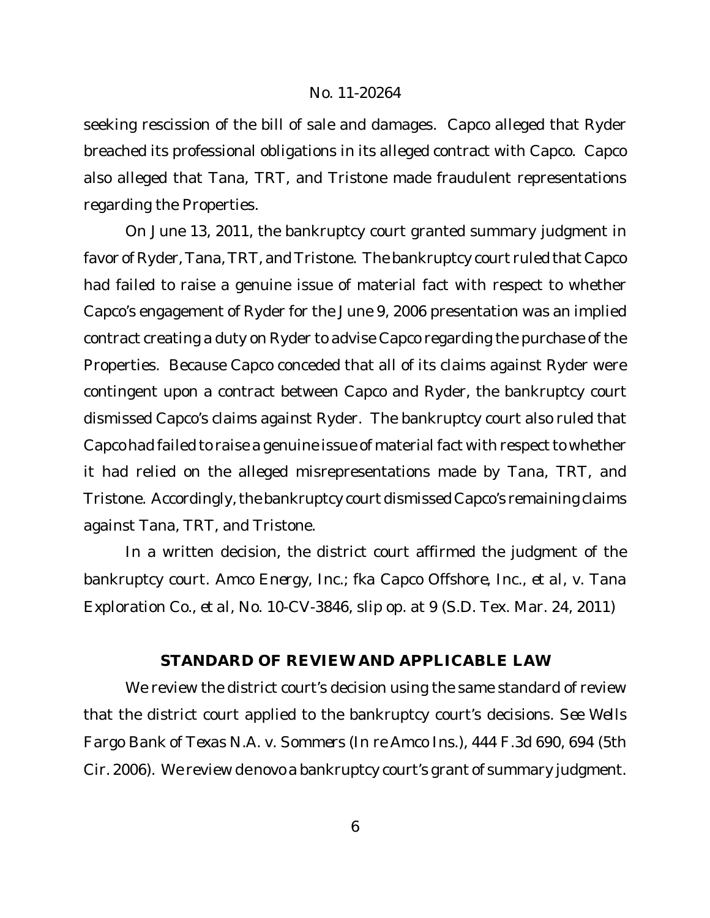seeking rescission of the bill of sale and damages. Capco alleged that Ryder breached its professional obligations in its alleged contract with Capco. Capco also alleged that Tana, TRT, and Tristone made fraudulent representations regarding the Properties.

On June 13, 2011, the bankruptcy court granted summary judgment in favor of Ryder, Tana, TRT, and Tristone. The bankruptcy court ruled that Capco had failed to raise a genuine issue of material fact with respect to whether Capco's engagement of Ryder for the June 9, 2006 presentation was an implied contract creating a duty on Ryder to advise Capco regarding the purchase of the Properties. Because Capco conceded that all of its claims against Ryder were contingent upon a contract between Capco and Ryder, the bankruptcy court dismissed Capco's claims against Ryder. The bankruptcy court also ruled that Capco had failed to raise a genuine issue of material fact with respect to whether it had relied on the alleged misrepresentations made by Tana, TRT, and Tristone. Accordingly, the bankruptcy court dismissed Capco's remaining claims against Tana, TRT, and Tristone.

In a written decision, the district court affirmed the judgment of the bankruptcy court. *Amco Energy, Inc.; fka Capco Offshore, Inc., et al, v. Tana Exploration Co., et al*, No. 10-CV-3846, slip op. at 9 (S.D. Tex. Mar. 24, 2011)

## STANDARD OF REVIEW AND APPLICABLE LAW

We review the district court's decision using the same standard of review that the district court applied to the bankruptcy court's decisions. *See Wells Fargo Bank of Texas N.A. v. Sommers (In re Amco Ins.)*, 444 F.3d 690, 694 (5th Cir. 2006). We review de novo a bankruptcy court's grant of summary judgment.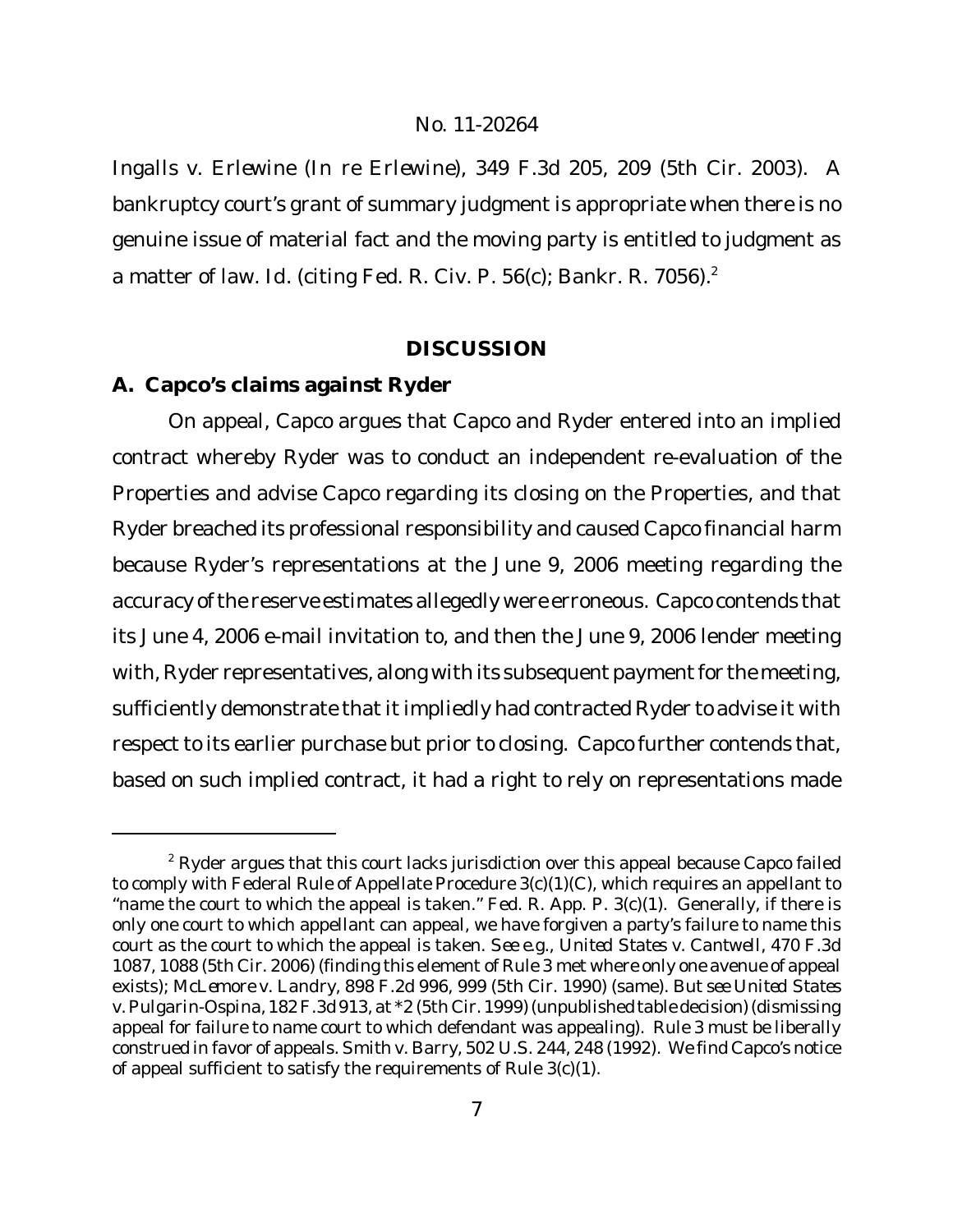*Ingalls v. Erlewine* (*In re Erlewine*), 349 F.3d 205, 209 (5th Cir. 2003). A bankruptcy court's grant of summary judgment is appropriate when there is no genuine issue of material fact and the moving party is entitled to judgment as a matter of law. *Id.* (citing Fed. R. Civ. P. 56(c); Bankr. R. 7056).[2]

## DISCUSSION

### A. Capco's claims against Ryder

On appeal, Capco argues that Capco and Ryder entered into an implied contract whereby Ryder was to conduct an independent re-evaluation of the Properties and advise Capco regarding its closing on the Properties, and that Ryder breached its professional responsibility and caused Capco financial harm because Ryder's representations at the June 9, 2006 meeting regarding the accuracy of the reserve estimates allegedly were erroneous. Capco contends that its June 4, 2006 e-mail invitation to, and then the June 9, 2006 lender meeting with, Ryder representatives, along with its subsequent payment for the meeting, sufficiently demonstrate that it impliedly had contracted Ryder to advise it with respect to its earlier purchase but prior to closing. Capco further contends that, based on such implied contract, it had a right to rely on representations made

---

[2] Ryder argues that this court lacks jurisdiction over this appeal because Capco failed to comply with Federal Rule of Appellate Procedure 3(c)(1)(C), which requires an appellant to "name the court to which the appeal is taken." Fed. R. App. P. 3(c)(1). Generally, if there is only one court to which appellant can appeal, we have forgiven a party's failure to name this court as the court to which the appeal is taken. *See e.g.*, *United States v. Cantwell*, 470 F.3d 1087, 1088 (5th Cir. 2006) (finding this element of Rule 3 met where only one avenue of appeal exists); *McLemore v. Landry*, 898 F.2d 996, 999 (5th Cir. 1990) (same). *But see United States v. Pulgarin-Ospina*, 182 F.3d 913, at *2 (5th Cir. 1999) (unpublished table decision) (dismissing appeal for failure to name court to which defendant was appealing). Rule 3 must be liberally construed in favor of appeals. *Smith v. Barry*, 502 U.S. 244, 248 (1992). We find Capco's notice of appeal sufficient to satisfy the requirements of Rule 3(c)(1).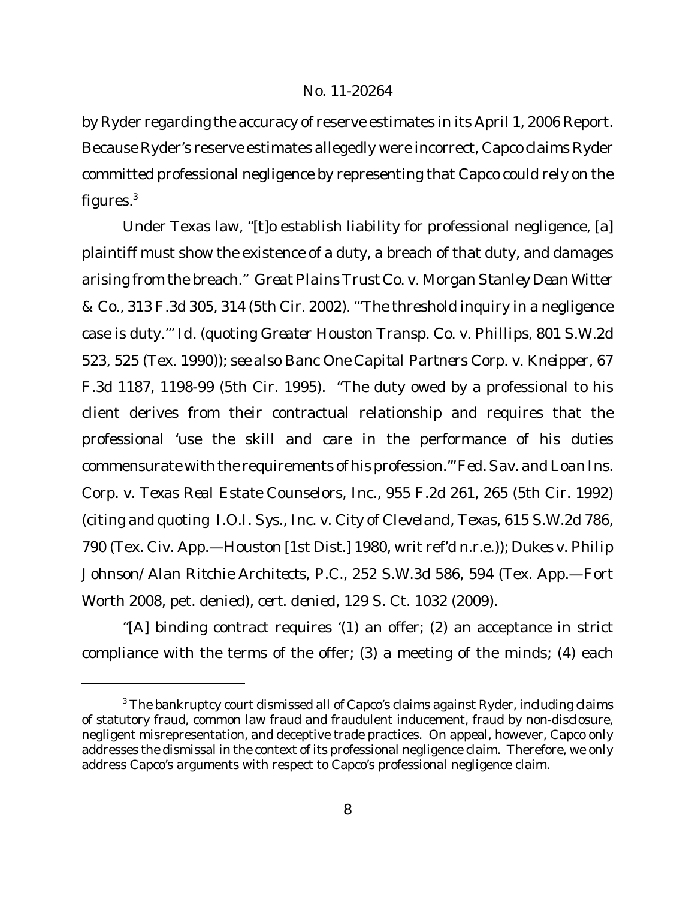by Ryder regarding the accuracy of reserve estimates in its April 1, 2006 Report. Because Ryder's reserve estimates allegedly were incorrect, Capco claims Ryder committed professional negligence by representing that Capco could rely on the figures.[3]

Under Texas law, "[t]o establish liability for professional negligence, [a] plaintiff must show the existence of a duty, a breach of that duty, and damages arising from the breach." *Great Plains Trust Co. v. Morgan Stanley Dean Witter & Co.*, 313 F.3d 305, 314 (5th Cir. 2002). "'The threshold inquiry in a negligence case is duty.'" *Id.* (quoting *Greater Houston Transp. Co. v. Phillips*, 801 S.W.2d 523, 525 (Tex. 1990)); *see also Banc One Capital Partners Corp. v. Kneipper*, 67 F.3d 1187, 1198-99 (5th Cir. 1995). "The duty owed by a professional to his client derives from their contractual relationship and requires that the professional 'use the skill and care in the performance of his duties commensurate with the requirements of his profession.'" *Fed. Sav. and Loan Ins. Corp. v. Texas Real Estate Counselors, Inc.*, 955 F.2d 261, 265 (5th Cir. 1992) (citing and quoting *I.O.I. Sys., Inc. v. City of Cleveland, Texas*, 615 S.W.2d 786, 790 (Tex. Civ. App.—Houston [1st Dist.] 1980, writ ref'd n.r.e.)); *Dukes v. Philip Johnson/Alan Ritchie Architects, P.C.*, 252 S.W.3d 586, 594 (Tex. App.—Fort Worth 2008, pet. denied), *cert. denied*, 129 S. Ct. 1032 (2009).

"[A] binding contract requires '(1) an offer; (2) an acceptance in strict compliance with the terms of the offer; (3) a meeting of the minds; (4) each

---

[3] The bankruptcy court dismissed all of Capco's claims against Ryder, including claims of statutory fraud, common law fraud and fraudulent inducement, fraud by non-disclosure, negligent misrepresentation, and deceptive trade practices. On appeal, however, Capco only addresses the dismissal in the context of its professional negligence claim. Therefore, we only address Capco's arguments with respect to Capco's professional negligence claim.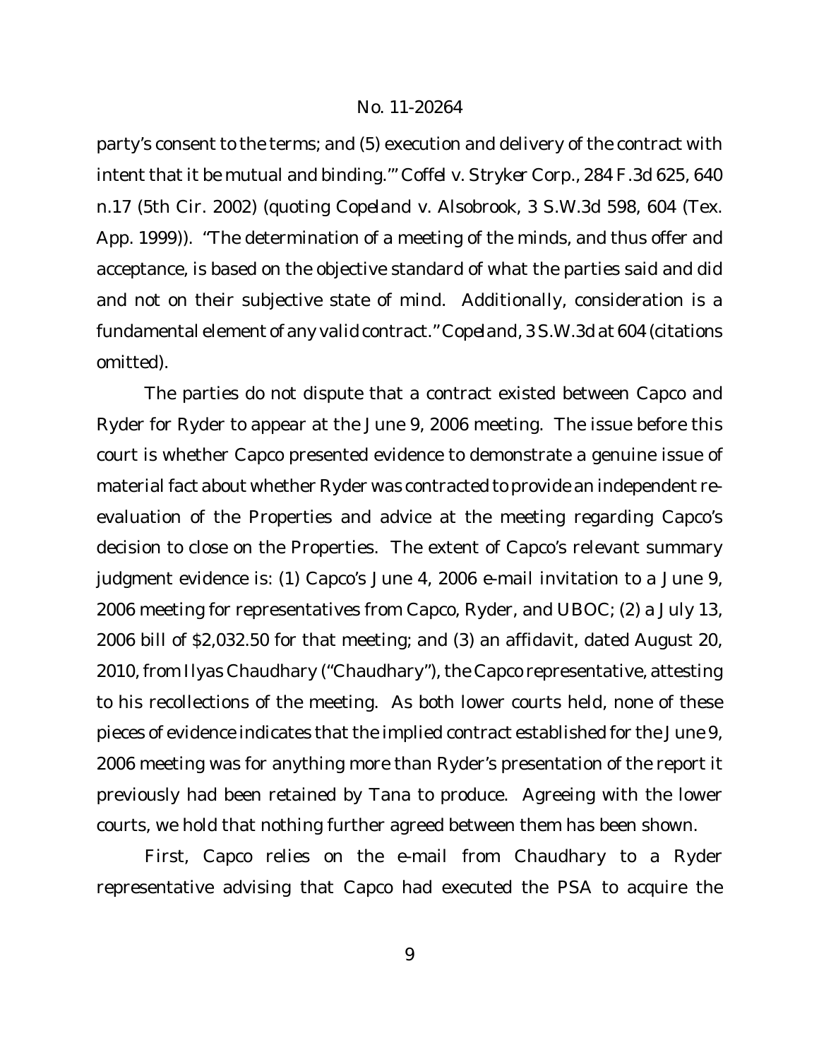party's consent to the terms; and (5) execution and delivery of the contract with intent that it be mutual and binding.'" *Coffel v. Stryker Corp.*, 284 F.3d 625, 640 n.17 (5th Cir. 2002) (quoting *Copeland v. Alsobrook*, 3 S.W.3d 598, 604 (Tex. App. 1999)). "The determination of a meeting of the minds, and thus offer and acceptance, is based on the objective standard of what the parties said and did and not on their subjective state of mind. Additionally, consideration is a fundamental element of any valid contract." *Copeland*, 3 S.W.3d at 604 (citations omitted).

The parties do not dispute that a contract existed between Capco and Ryder for Ryder to appear at the June 9, 2006 meeting. The issue before this court is whether Capco presented evidence to demonstrate a genuine issue of material fact about whether Ryder was contracted to provide an independent re-evaluation of the Properties and advice at the meeting regarding Capco's decision to close on the Properties. The extent of Capco's relevant summary judgment evidence is: (1) Capco's June 4, 2006 e-mail invitation to a June 9, 2006 meeting for representatives from Capco, Ryder, and UBOC; (2) a July 13, 2006 bill of $2,032.50 for that meeting; and (3) an affidavit, dated August 20, 2010, from Ilyas Chaudhary ("Chaudhary"), the Capco representative, attesting to his recollections of the meeting. As both lower courts held, none of these pieces of evidence indicates that the implied contract established for the June 9, 2006 meeting was for anything more than Ryder's presentation of the report it previously had been retained by Tana to produce. Agreeing with the lower courts, we hold that nothing further agreed between them has been shown.

First, Capco relies on the e-mail from Chaudhary to a Ryder representative advising that Capco had executed the PSA to acquire the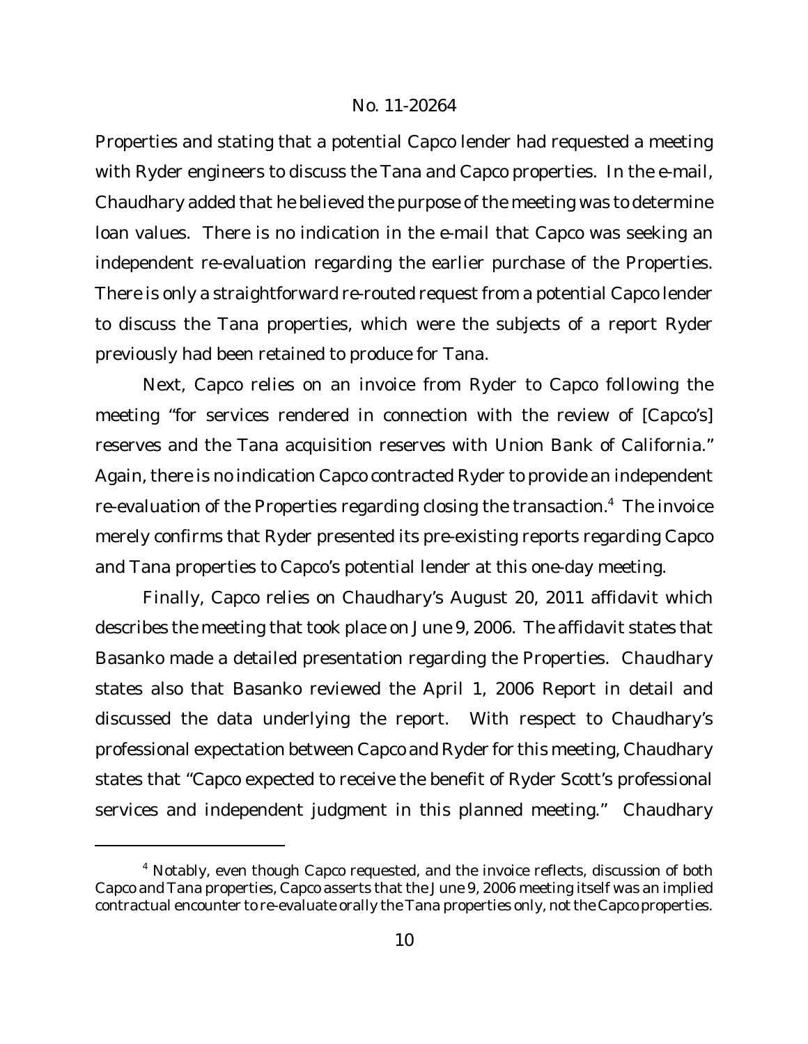Properties and stating that a potential Capco lender had requested a meeting with Ryder engineers to discuss the Tana and Capco properties. In the e-mail, Chaudhary added that he believed the purpose of the meeting was to determine loan values. There is no indication in the e-mail that Capco was seeking an independent re-evaluation regarding the earlier purchase of the Properties. There is only a straightforward re-routed request from a potential Capco lender to discuss the Tana properties, which were the subjects of a report Ryder previously had been retained to produce for Tana.

Next, Capco relies on an invoice from Ryder to Capco following the meeting "for services rendered in connection with the review of [Capco's] reserves and the Tana acquisition reserves with Union Bank of California." Again, there is no indication Capco contracted Ryder to provide an independent re-evaluation of the Properties regarding closing the transaction.[4] The invoice merely confirms that Ryder presented its pre-existing reports regarding Capco and Tana properties to Capco's potential lender at this one-day meeting.

Finally, Capco relies on Chaudhary's August 20, 2011 affidavit which describes the meeting that took place on June 9, 2006. The affidavit states that Basanko made a detailed presentation regarding the Properties. Chaudhary states also that Basanko reviewed the April 1, 2006 Report in detail and discussed the data underlying the report. With respect to Chaudhary's professional expectation between Capco and Ryder for this meeting, Chaudhary states that "Capco expected to receive the benefit of Ryder Scott's professional services and independent judgment in this planned meeting." Chaudhary

[4] Notably, even though Capco requested, and the invoice reflects, discussion of both Capco and Tana properties, Capco asserts that the June 9, 2006 meeting itself was an implied contractual encounter to re-evaluate orally the Tana properties only, not the Capco properties.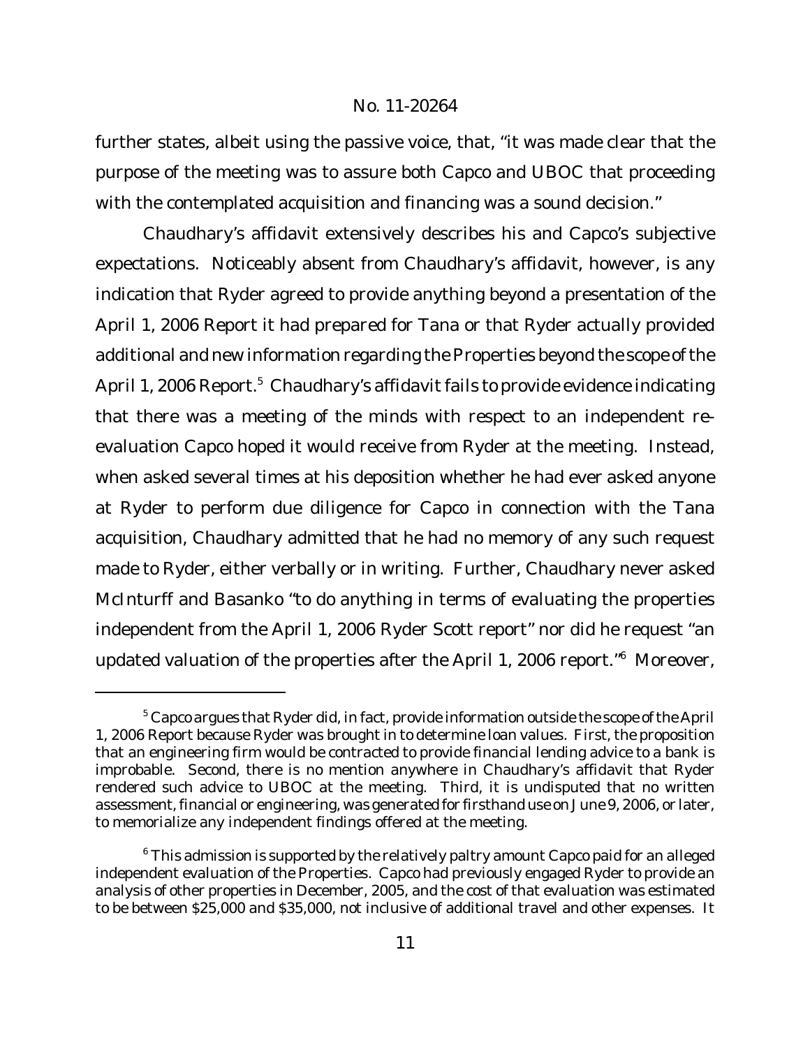further states, albeit using the passive voice, that, "it was made clear that the purpose of the meeting was to assure both Capco and UBOC that proceeding with the contemplated acquisition and financing was a sound decision."

Chaudhary's affidavit extensively describes his and Capco's subjective expectations. Noticeably absent from Chaudhary's affidavit, however, is any indication that Ryder agreed to provide anything beyond a presentation of the April 1, 2006 Report it had prepared for Tana or that Ryder actually provided additional and new information regarding the Properties beyond the scope of the April 1, 2006 Report.[5] Chaudhary's affidavit fails to provide evidence indicating that there was a meeting of the minds with respect to an independent re-evaluation Capco hoped it would receive from Ryder at the meeting. Instead, when asked several times at his deposition whether he had ever asked anyone at Ryder to perform due diligence for Capco in connection with the Tana acquisition, Chaudhary admitted that he had no memory of any such request made to Ryder, either verbally or in writing. Further, Chaudhary never asked McInturff and Basanko "to do anything in terms of evaluating the properties independent from the April 1, 2006 Ryder Scott report" nor did he request "an updated valuation of the properties after the April 1, 2006 report."[6] Moreover,

[5] Capco argues that Ryder did, in fact, provide information outside the scope of the April 1, 2006 Report because Ryder was brought in to determine loan values. First, the proposition that an engineering firm would be contracted to provide financial lending advice to a bank is improbable. Second, there is no mention anywhere in Chaudhary's affidavit that Ryder rendered such advice to UBOC at the meeting. Third, it is undisputed that no written assessment, financial or engineering, was generated for firsthand use on June 9, 2006, or later, to memorialize any independent findings offered at the meeting.

[6] This admission is supported by the relatively paltry amount Capco paid for an alleged independent evaluation of the Properties. Capco had previously engaged Ryder to provide an analysis of other properties in December, 2005, and the cost of that evaluation was estimated to be between $25,000 and $35,000, not inclusive of additional travel and other expenses. It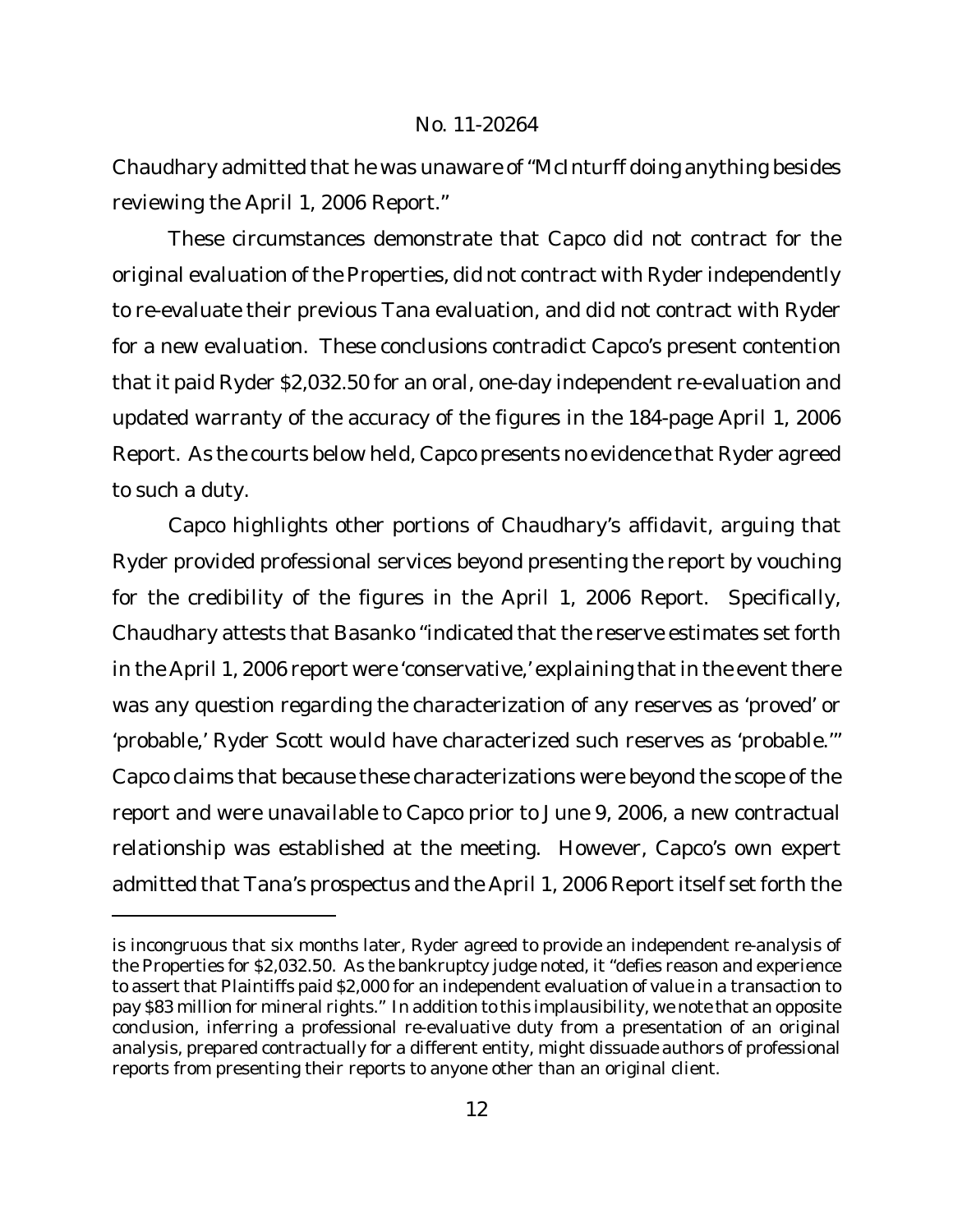Chaudhary admitted that he was unaware of "McInturff doing anything besides reviewing the April 1, 2006 Report."

These circumstances demonstrate that Capco did not contract for the original evaluation of the Properties, did not contract with Ryder independently to re-evaluate their previous Tana evaluation, and did not contract with Ryder for a new evaluation. These conclusions contradict Capco's present contention that it paid Ryder $2,032.50 for an oral, one-day independent re-evaluation and updated warranty of the accuracy of the figures in the 184-page April 1, 2006 Report. As the courts below held, Capco presents no evidence that Ryder agreed to such a duty.

Capco highlights other portions of Chaudhary's affidavit, arguing that Ryder provided professional services beyond presenting the report by vouching for the credibility of the figures in the April 1, 2006 Report. Specifically, Chaudhary attests that Basanko "indicated that the reserve estimates set forth in the April 1, 2006 report were 'conservative,' explaining that in the event there was any question regarding the characterization of any reserves as 'proved' or 'probable,' Ryder Scott would have characterized such reserves as 'probable.'" Capco claims that because these characterizations were beyond the scope of the report and were unavailable to Capco prior to June 9, 2006, a new contractual relationship was established at the meeting. However, Capco's own expert admitted that Tana's prospectus and the April 1, 2006 Report itself set forth the

---

is incongruous that six months later, Ryder agreed to provide an independent re-analysis of the Properties for $2,032.50. As the bankruptcy judge noted, it "defies reason and experience to assert that Plaintiffs paid $2,000 for an independent evaluation of value in a transaction to pay $83 million for mineral rights." In addition to this implausibility, we note that an opposite conclusion, inferring a professional re-evaluative duty from a presentation of an original analysis, prepared contractually for a different entity, might dissuade authors of professional reports from presenting their reports to anyone other than an original client.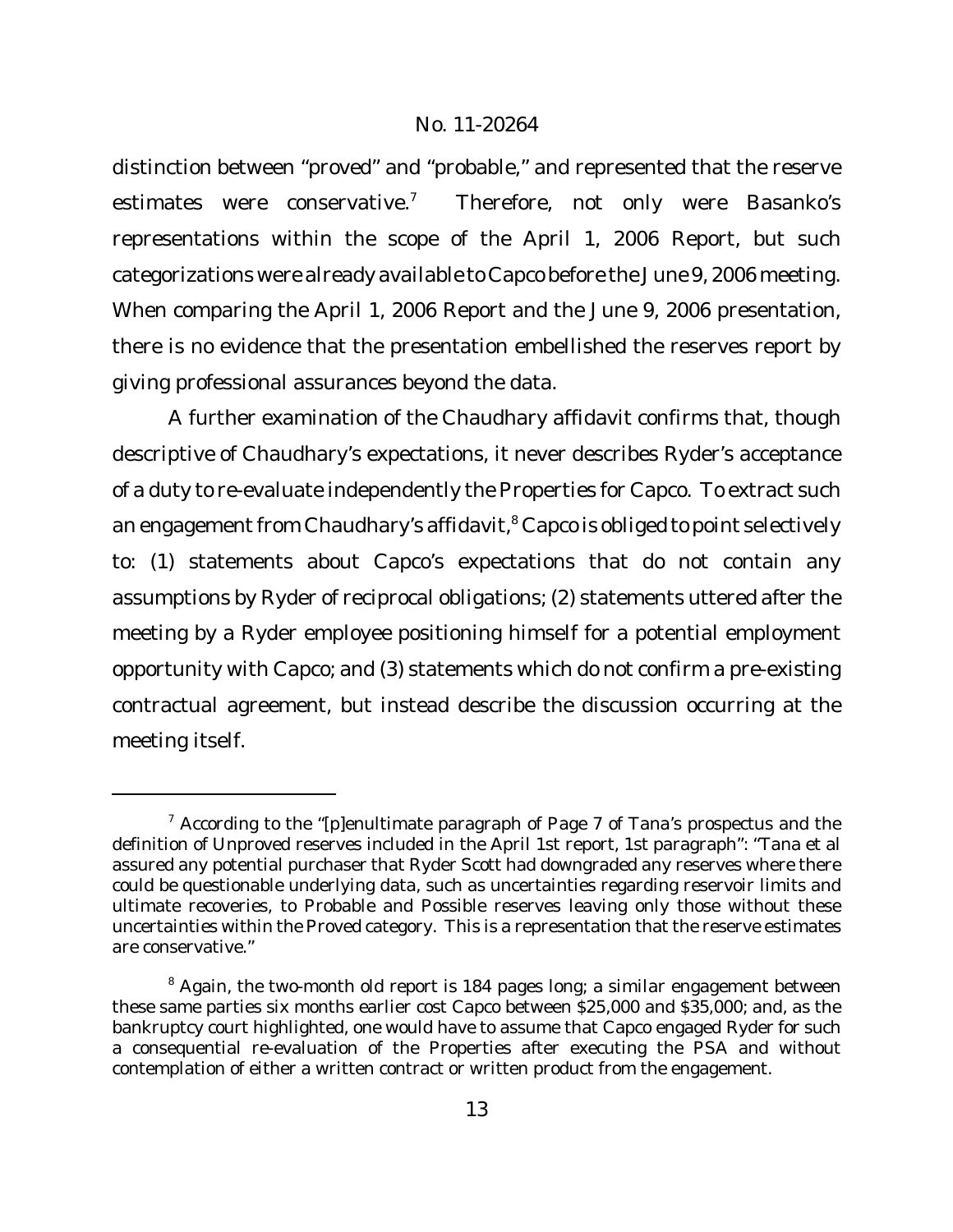distinction between "proved" and "probable," and represented that the reserve estimates were conservative.[7] Therefore, not only were Basanko's representations within the scope of the April 1, 2006 Report, but such categorizations were already available to Capco before the June 9, 2006 meeting. When comparing the April 1, 2006 Report and the June 9, 2006 presentation, there is no evidence that the presentation embellished the reserves report by giving professional assurances beyond the data.

A further examination of the Chaudhary affidavit confirms that, though descriptive of Chaudhary's expectations, it never describes Ryder's acceptance of a duty to re-evaluate independently the Properties for Capco. To extract such an engagement from Chaudhary's affidavit,[8] Capco is obliged to point selectively to: (1) statements about Capco's expectations that do not contain any assumptions by Ryder of reciprocal obligations; (2) statements uttered after the meeting by a Ryder employee positioning himself for a potential employment opportunity with Capco; and (3) statements which do not confirm a pre-existing contractual agreement, but instead describe the discussion occurring at the meeting itself.

---

[7] According to the "[p]enultimate paragraph of Page 7 of Tana's prospectus and the definition of Unproved reserves included in the April 1st report, 1st paragraph": "Tana et al assured any potential purchaser that Ryder Scott had downgraded any reserves where there could be questionable underlying data, such as uncertainties regarding reservoir limits and ultimate recoveries, to Probable and Possible reserves leaving only those without these uncertainties within the Proved category. This is a representation that the reserve estimates are conservative."

[8] Again, the two-month old report is 184 pages long; a similar engagement between these same parties six months earlier cost Capco between $25,000 and $35,000; and, as the bankruptcy court highlighted, one would have to assume that Capco engaged Ryder for such a consequential re-evaluation of the Properties after executing the PSA and without contemplation of either a written contract or written product from the engagement.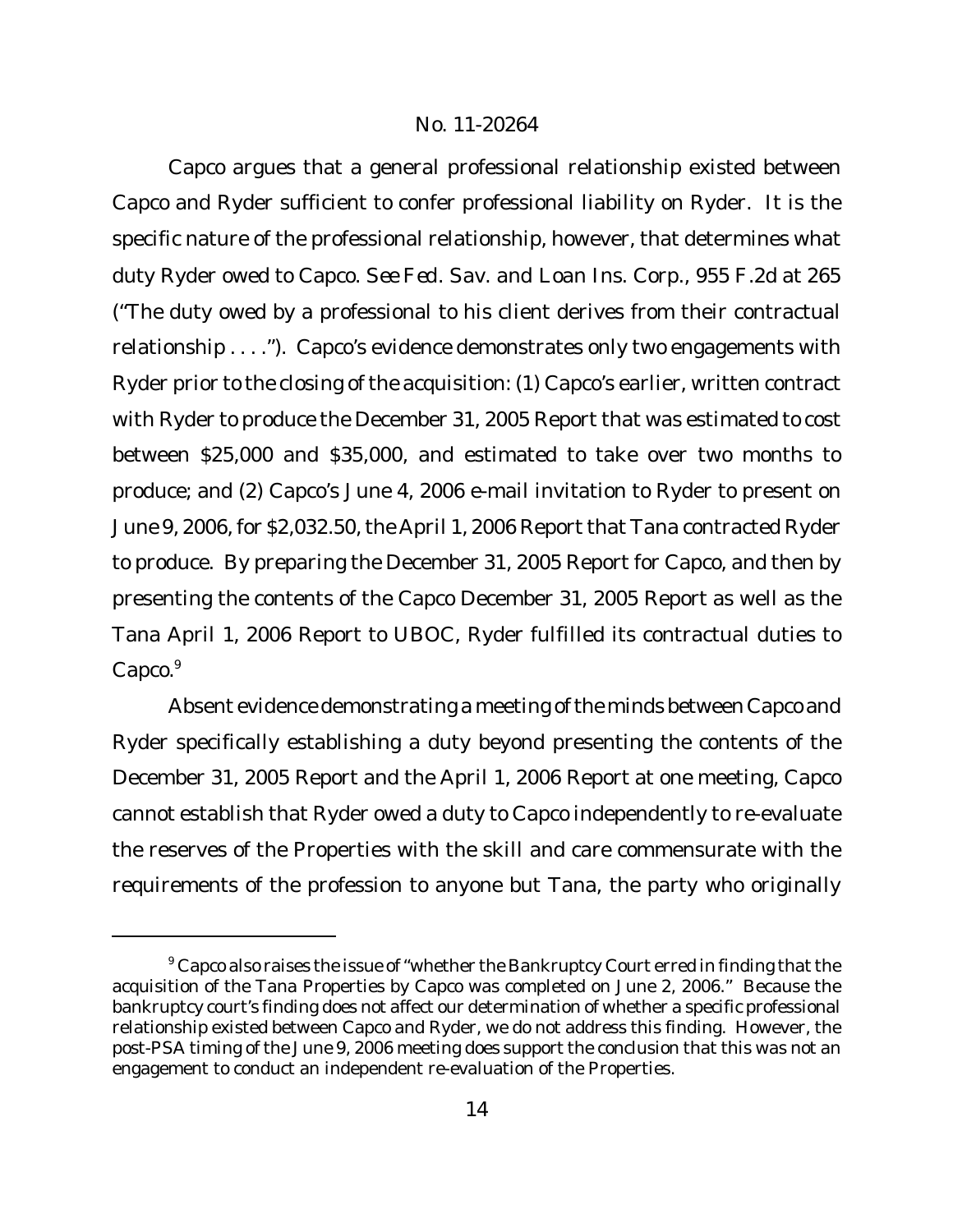Capco argues that a general professional relationship existed between Capco and Ryder sufficient to confer professional liability on Ryder. It is the specific nature of the professional relationship, however, that determines what duty Ryder owed to Capco. *See Fed. Sav. and Loan Ins. Corp.*, 955 F.2d at 265 ("The duty owed by a professional to his client derives from their contractual relationship . . . ."). Capco's evidence demonstrates only two engagements with Ryder prior to the closing of the acquisition: (1) Capco's earlier, written contract with Ryder to produce the December 31, 2005 Report that was estimated to cost between $25,000 and $35,000, and estimated to take over two months to produce; and (2) Capco's June 4, 2006 e-mail invitation to Ryder to present on June 9, 2006, for $2,032.50, the April 1, 2006 Report that Tana contracted Ryder to produce. By preparing the December 31, 2005 Report for Capco, and then by presenting the contents of the Capco December 31, 2005 Report as well as the Tana April 1, 2006 Report to UBOC, Ryder fulfilled its contractual duties to Capco.[9]

Absent evidence demonstrating a meeting of the minds between Capco and Ryder specifically establishing a duty beyond presenting the contents of the December 31, 2005 Report and the April 1, 2006 Report at one meeting, Capco cannot establish that Ryder owed a duty to Capco independently to re-evaluate the reserves of the Properties with the skill and care commensurate with the requirements of the profession to anyone but Tana, the party who originally

---

[9] Capco also raises the issue of "whether the Bankruptcy Court erred in finding that the acquisition of the Tana Properties by Capco was completed on June 2, 2006." Because the bankruptcy court's finding does not affect our determination of whether a specific professional relationship existed between Capco and Ryder, we do not address this finding. However, the post-PSA timing of the June 9, 2006 meeting does support the conclusion that this was not an engagement to conduct an independent re-evaluation of the Properties.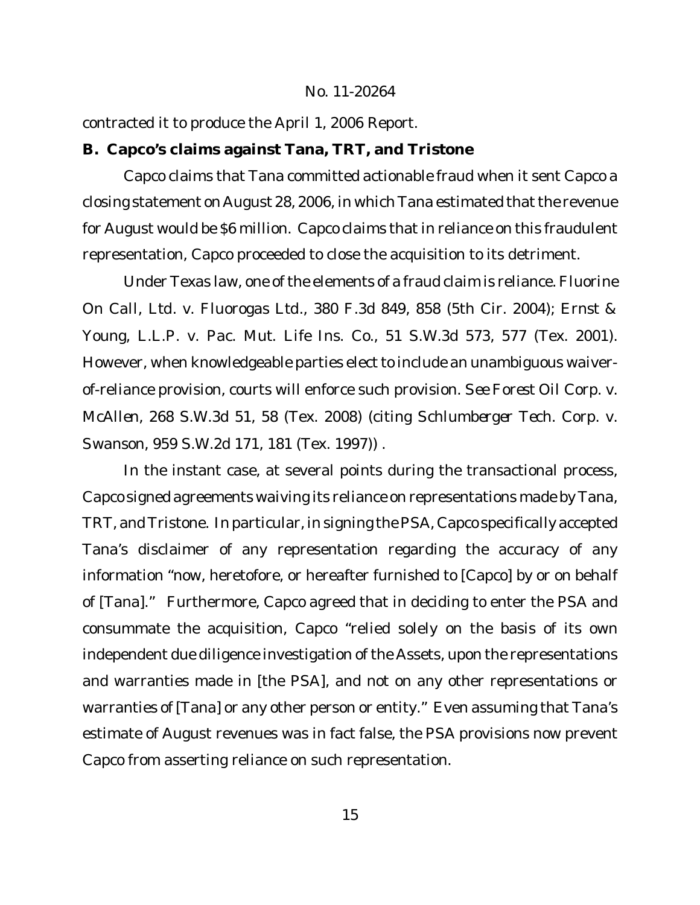contracted it to produce the April 1, 2006 Report.

**B. Capco's claims against Tana, TRT, and Tristone**

Capco claims that Tana committed actionable fraud when it sent Capco a closing statement on August 28, 2006, in which Tana estimated that the revenue for August would be $6 million. Capco claims that in reliance on this fraudulent representation, Capco proceeded to close the acquisition to its detriment.

Under Texas law, one of the elements of a fraud claim is reliance. *Fluorine On Call, Ltd. v. Fluorogas Ltd.*, 380 F.3d 849, 858 (5th Cir. 2004); *Ernst & Young, L.L.P. v. Pac. Mut. Life Ins. Co.*, 51 S.W.3d 573, 577 (Tex. 2001). However, when knowledgeable parties elect to include an unambiguous waiver-of-reliance provision, courts will enforce such provision. *See Forest Oil Corp. v. McAllen*, 268 S.W.3d 51, 58 (Tex. 2008) (citing *Schlumberger Tech. Corp. v. Swanson*, 959 S.W.2d 171, 181 (Tex. 1997)) .

In the instant case, at several points during the transactional process, Capco signed agreements waiving its reliance on representations made by Tana, TRT, and Tristone. In particular, in signing the PSA, Capco specifically accepted Tana's disclaimer of any representation regarding the accuracy of any information "now, heretofore, or hereafter furnished to [Capco] by or on behalf of [Tana]." Furthermore, Capco agreed that in deciding to enter the PSA and consummate the acquisition, Capco "relied solely on the basis of its own independent due diligence investigation of the Assets, upon the representations and warranties made in [the PSA], and not on any other representations or warranties of [Tana] or any other person or entity." Even assuming that Tana's estimate of August revenues was in fact false, the PSA provisions now prevent Capco from asserting reliance on such representation.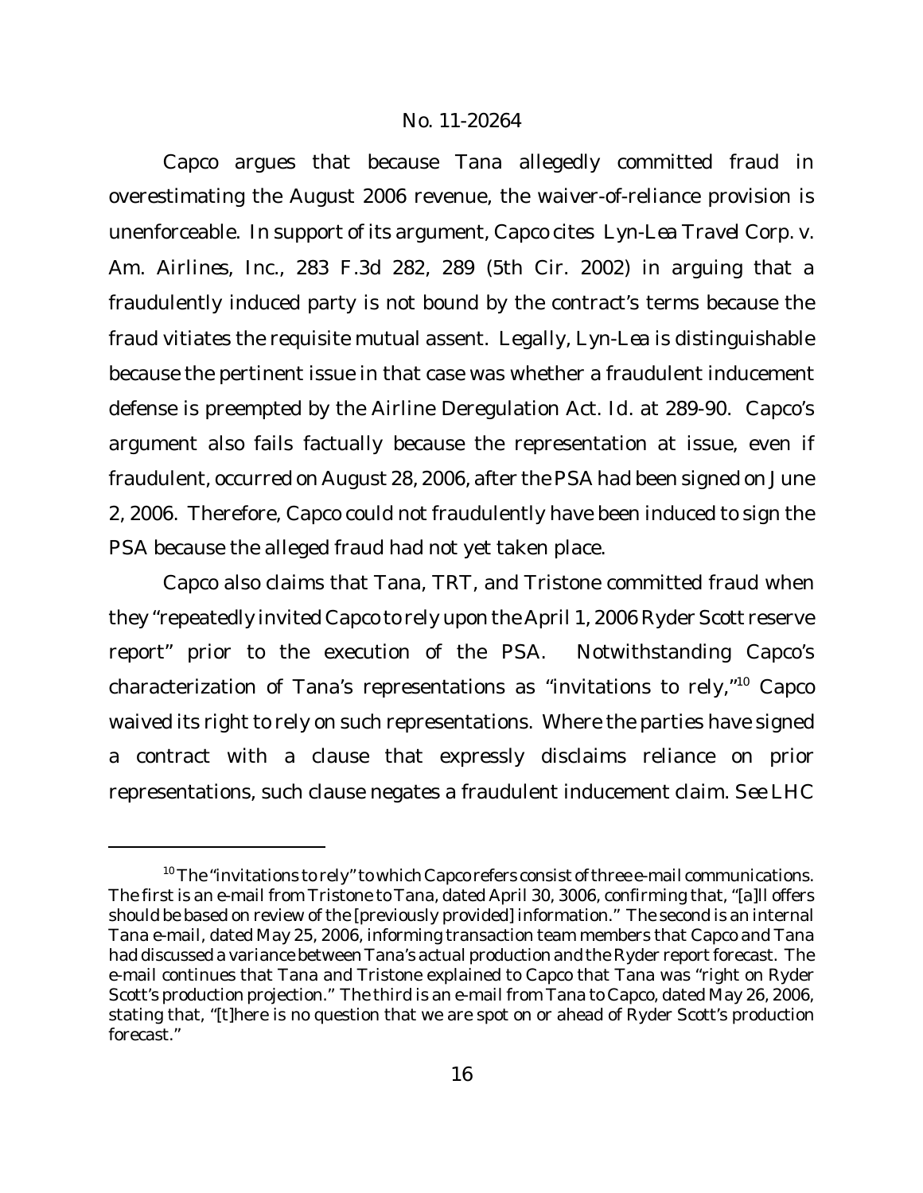Capco argues that because Tana allegedly committed fraud in overestimating the August 2006 revenue, the waiver-of-reliance provision is unenforceable. In support of its argument, Capco cites *Lyn-Lea Travel Corp. v. Am. Airlines, Inc.*, 283 F.3d 282, 289 (5th Cir. 2002) in arguing that a fraudulently induced party is not bound by the contract's terms because the fraud vitiates the requisite mutual assent. Legally, *Lyn-Lea* is distinguishable because the pertinent issue in that case was whether a fraudulent inducement defense is preempted by the Airline Deregulation Act. *Id.* at 289-90. Capco's argument also fails factually because the representation at issue, even if fraudulent, occurred on August 28, 2006, after the PSA had been signed on June 2, 2006. Therefore, Capco could not fraudulently have been induced to sign the PSA because the alleged fraud had not yet taken place.

Capco also claims that Tana, TRT, and Tristone committed fraud when they "repeatedly invited Capco to rely upon the April 1, 2006 Ryder Scott reserve report" prior to the execution of the PSA. Notwithstanding Capco's characterization of Tana's representations as "invitations to rely,"[10] Capco waived its right to rely on such representations. Where the parties have signed a contract with a clause that expressly disclaims reliance on prior representations, such clause negates a fraudulent inducement claim. *See LHC*

[10] The "invitations to rely" to which Capco refers consist of three e-mail communications. The first is an e-mail from Tristone to Tana, dated April 30, 3006, confirming that, "[a]ll offers should be based on review of the [previously provided] information." The second is an internal Tana e-mail, dated May 25, 2006, informing transaction team members that Capco and Tana had discussed a variance between Tana's actual production and the Ryder report forecast. The e-mail continues that Tana and Tristone explained to Capco that Tana was "right on Ryder Scott's production projection." The third is an e-mail from Tana to Capco, dated May 26, 2006, stating that, "[t]here is no question that we are spot on or ahead of Ryder Scott's production forecast."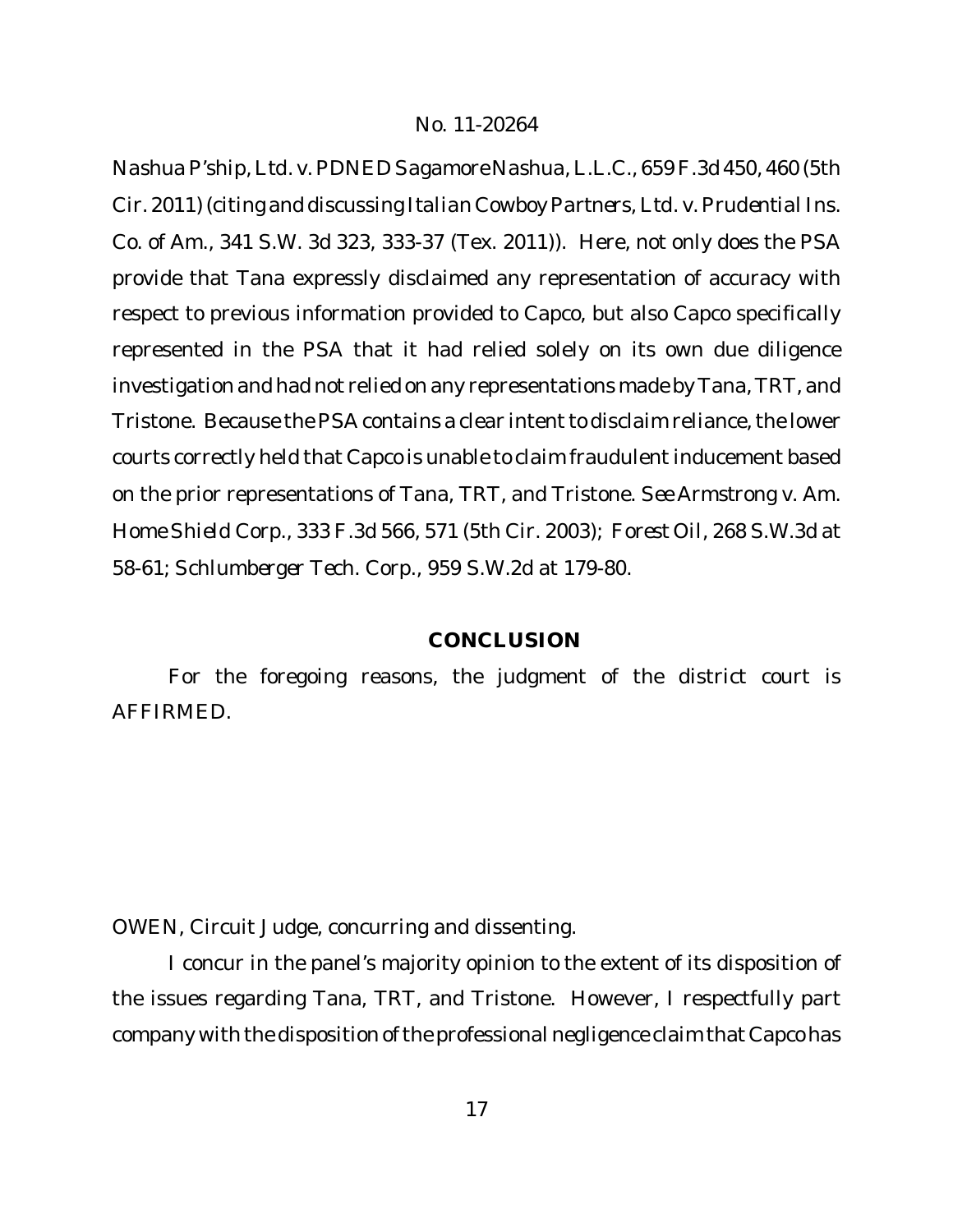*Nashua P'ship, Ltd. v. PDNED Sagamore Nashua, L.L.C.*, 659 F.3d 450, 460 (5th Cir. 2011) (citing and discussing *Italian Cowboy Partners, Ltd. v. Prudential Ins. Co. of Am.*, 341 S.W. 3d 323, 333-37 (Tex. 2011)). Here, not only does the PSA provide that Tana expressly disclaimed any representation of accuracy with respect to previous information provided to Capco, but also Capco specifically represented in the PSA that it had relied solely on its own due diligence investigation and had not relied on any representations made by Tana, TRT, and Tristone. Because the PSA contains a clear intent to disclaim reliance, the lower courts correctly held that Capco is unable to claim fraudulent inducement based on the prior representations of Tana, TRT, and Tristone. *See Armstrong v. Am. Home Shield Corp.*, 333 F.3d 566, 571 (5th Cir. 2003); *Forest Oil*, 268 S.W.3d at 58-61; *Schlumberger Tech. Corp.*, 959 S.W.2d at 179-80.

## CONCLUSION

For the foregoing reasons, the judgment of the district court is AFFIRMED.

OWEN, Circuit Judge, concurring and dissenting.

I concur in the panel's majority opinion to the extent of its disposition of the issues regarding Tana, TRT, and Tristone. However, I respectfully part company with the disposition of the professional negligence claim that Capco has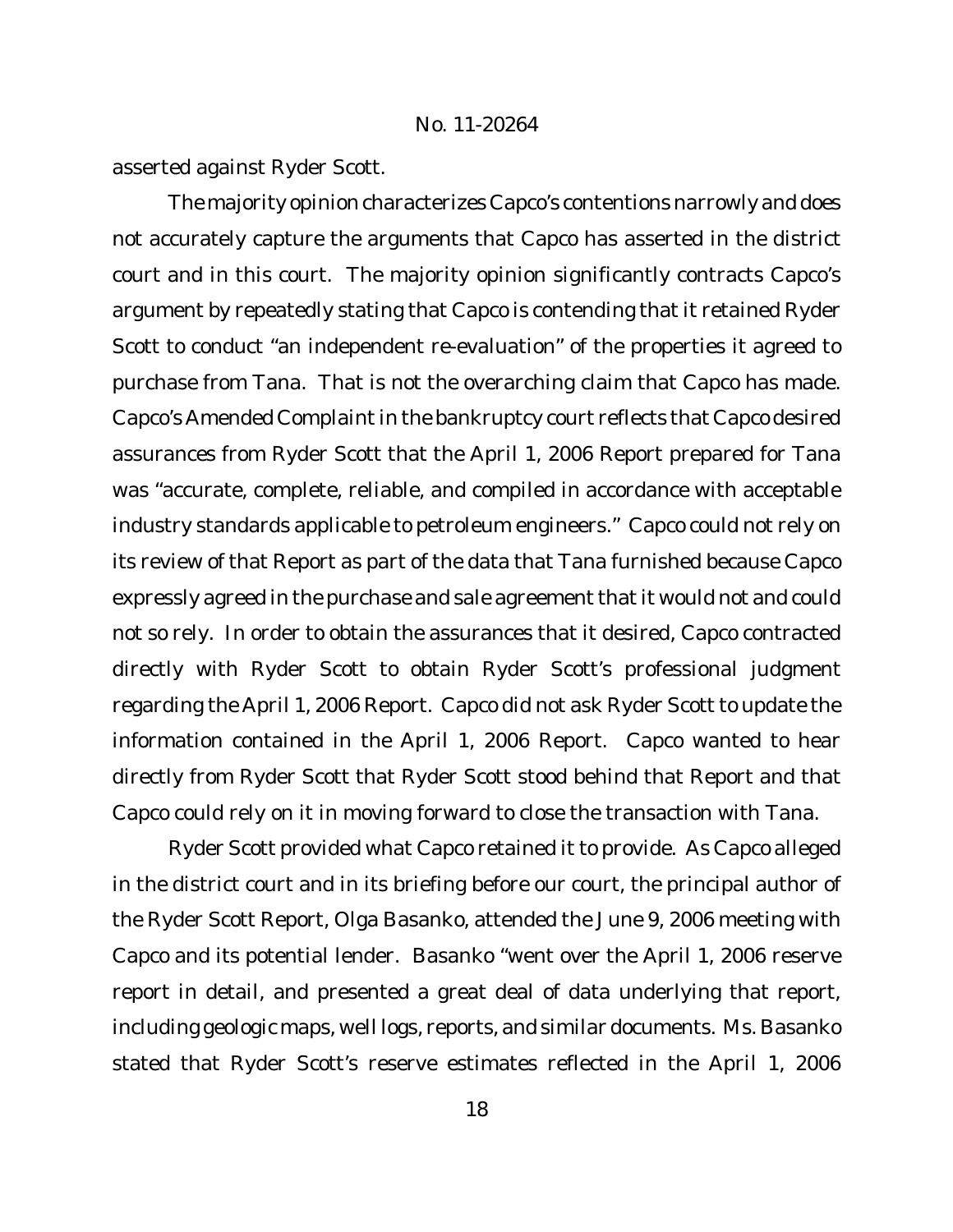asserted against Ryder Scott.

The majority opinion characterizes Capco's contentions narrowly and does not accurately capture the arguments that Capco has asserted in the district court and in this court. The majority opinion significantly contracts Capco's argument by repeatedly stating that Capco is contending that it retained Ryder Scott to conduct "an independent re-evaluation" of the properties it agreed to purchase from Tana. That is not the overarching claim that Capco has made. Capco's Amended Complaint in the bankruptcy court reflects that Capco desired assurances from Ryder Scott that the April 1, 2006 Report prepared for Tana was "accurate, complete, reliable, and compiled in accordance with acceptable industry standards applicable to petroleum engineers." Capco could not rely on its review of that Report as part of the data that Tana furnished because Capco expressly agreed in the purchase and sale agreement that it would not and could not so rely. In order to obtain the assurances that it desired, Capco contracted directly with Ryder Scott to obtain Ryder Scott's professional judgment regarding the April 1, 2006 Report. Capco did not ask Ryder Scott to update the information contained in the April 1, 2006 Report. Capco wanted to hear directly from Ryder Scott that Ryder Scott stood behind that Report and that Capco could rely on it in moving forward to close the transaction with Tana.

Ryder Scott provided what Capco retained it to provide. As Capco alleged in the district court and in its briefing before our court, the principal author of the Ryder Scott Report, Olga Basanko, attended the June 9, 2006 meeting with Capco and its potential lender. Basanko "went over the April 1, 2006 reserve report in detail, and presented a great deal of data underlying that report, including geologic maps, well logs, reports, and similar documents. Ms. Basanko stated that Ryder Scott's reserve estimates reflected in the April 1, 2006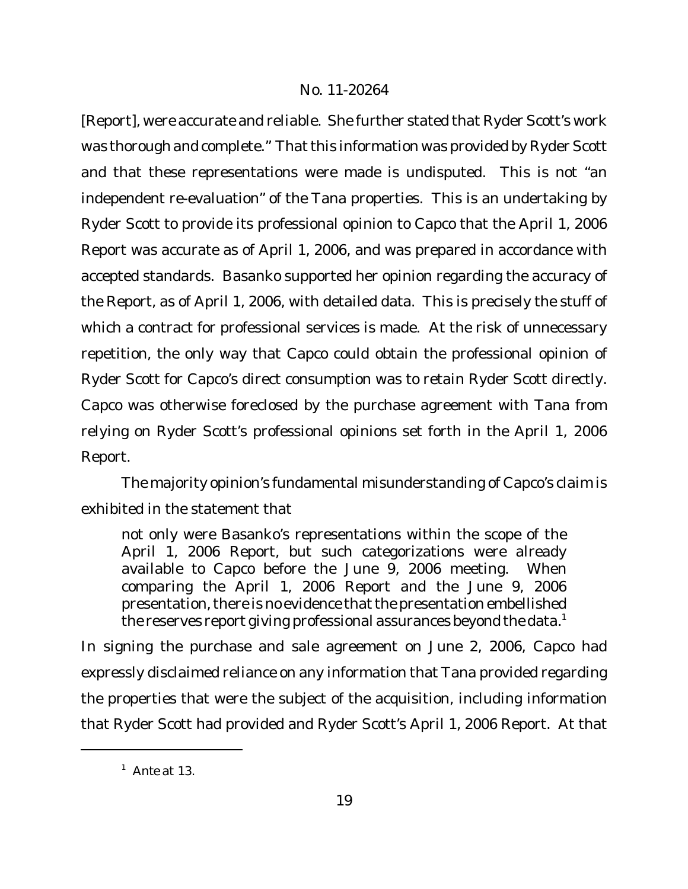[Report], were accurate and reliable. She further stated that Ryder Scott's work was thorough and complete." That this information was provided by Ryder Scott and that these representations were made is undisputed. This is not "an independent re-evaluation" of the Tana properties. This is an undertaking by Ryder Scott to provide its professional opinion to Capco that the April 1, 2006 Report was accurate as of April 1, 2006, and was prepared in accordance with accepted standards. Basanko supported her opinion regarding the accuracy of the Report, as of April 1, 2006, with detailed data. This is precisely the stuff of which a contract for professional services is made. At the risk of unnecessary repetition, the only way that Capco could obtain the professional opinion of Ryder Scott for Capco's direct consumption was to retain Ryder Scott directly. Capco was otherwise foreclosed by the purchase agreement with Tana from relying on Ryder Scott's professional opinions set forth in the April 1, 2006 Report.

The majority opinion's fundamental misunderstanding of Capco's claim is exhibited in the statement that

> not only were Basanko's representations within the scope of the April 1, 2006 Report, but such categorizations were already available to Capco before the June 9, 2006 meeting. When comparing the April 1, 2006 Report and the June 9, 2006 presentation, there is no evidence that the presentation embellished the reserves report giving professional assurances beyond the data.[1]

In signing the purchase and sale agreement on June 2, 2006, Capco had expressly disclaimed reliance on any information that Tana provided regarding the properties that were the subject of the acquisition, including information that Ryder Scott had provided and Ryder Scott's April 1, 2006 Report. At that

---

[1] *Ante* at 13.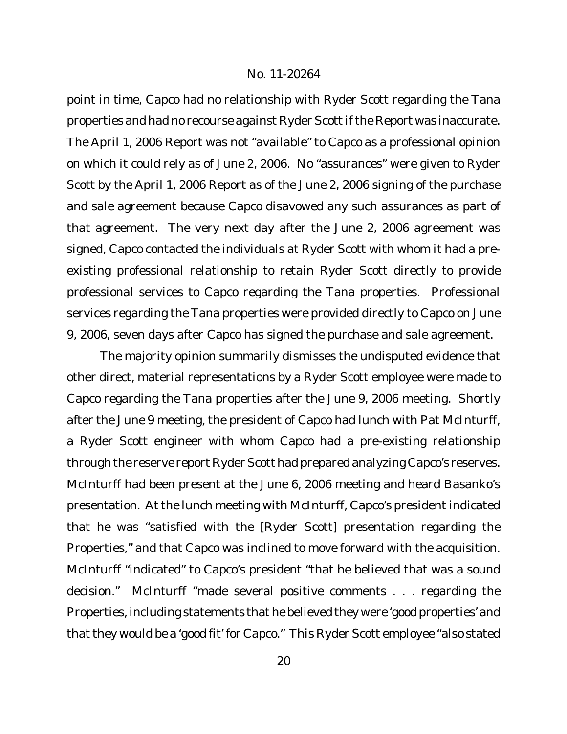point in time, Capco had no relationship with Ryder Scott regarding the Tana properties and had no recourse against Ryder Scott if the Report was inaccurate. The April 1, 2006 Report was not "available" to Capco as a professional opinion on which it could rely as of June 2, 2006. No "assurances" were given to Ryder Scott by the April 1, 2006 Report as of the June 2, 2006 signing of the purchase and sale agreement because Capco disavowed any such assurances as part of that agreement. The very next day after the June 2, 2006 agreement was signed, Capco contacted the individuals at Ryder Scott with whom it had a pre-existing professional relationship to retain Ryder Scott directly to provide professional services to Capco regarding the Tana properties. Professional services regarding the Tana properties were provided directly to Capco on June 9, 2006, seven days after Capco has signed the purchase and sale agreement.

The majority opinion summarily dismisses the undisputed evidence that other direct, material representations by a Ryder Scott employee were made to Capco regarding the Tana properties after the June 9, 2006 meeting. Shortly after the June 9 meeting, the president of Capco had lunch with Pat McInturff, a Ryder Scott engineer with whom Capco had a pre-existing relationship through the reserve report Ryder Scott had prepared analyzing Capco's reserves. McInturff had been present at the June 6, 2006 meeting and heard Basanko's presentation. At the lunch meeting with McInturff, Capco's president indicated that he was "satisfied with the [Ryder Scott] presentation regarding the Properties," and that Capco was inclined to move forward with the acquisition. McInturff "indicated" to Capco's president "that he believed that was a sound decision." McInturff "made several positive comments . . . regarding the Properties, including statements that he believed they were 'good properties' and that they would be a 'good fit' for Capco." This Ryder Scott employee "also stated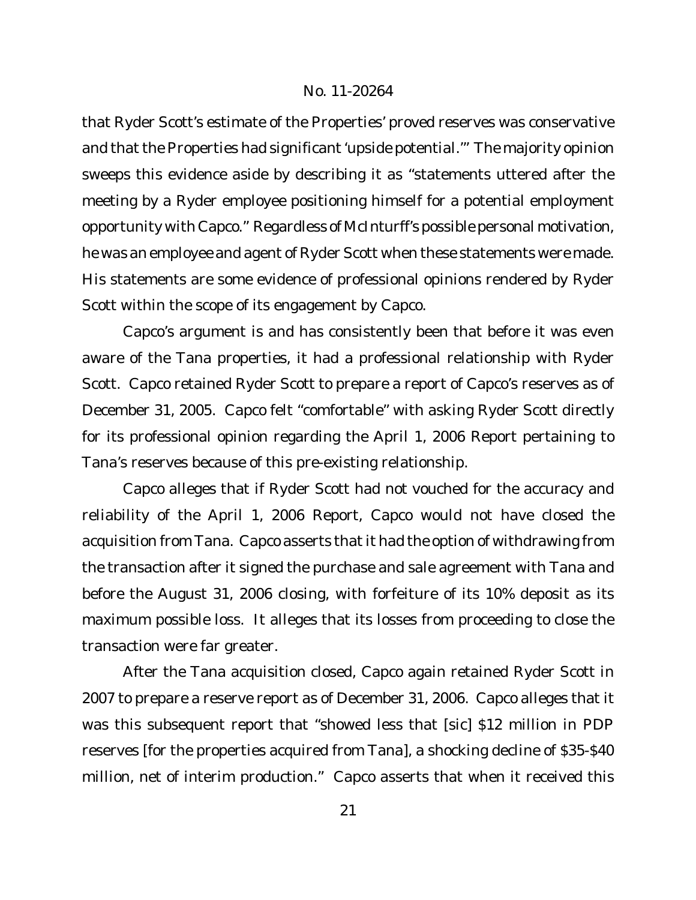that Ryder Scott's estimate of the Properties' proved reserves was conservative and that the Properties had significant 'upside potential.'" The majority opinion sweeps this evidence aside by describing it as "statements uttered after the meeting by a Ryder employee positioning himself for a potential employment opportunity with Capco." Regardless of McInturff's possible personal motivation, he was an employee and agent of Ryder Scott when these statements were made. His statements are some evidence of professional opinions rendered by Ryder Scott within the scope of its engagement by Capco.

Capco's argument is and has consistently been that before it was even aware of the Tana properties, it had a professional relationship with Ryder Scott. Capco retained Ryder Scott to prepare a report of Capco's reserves as of December 31, 2005. Capco felt "comfortable" with asking Ryder Scott directly for its professional opinion regarding the April 1, 2006 Report pertaining to Tana's reserves because of this pre-existing relationship.

Capco alleges that if Ryder Scott had not vouched for the accuracy and reliability of the April 1, 2006 Report, Capco would not have closed the acquisition from Tana. Capco asserts that it had the option of withdrawing from the transaction after it signed the purchase and sale agreement with Tana and before the August 31, 2006 closing, with forfeiture of its 10% deposit as its maximum possible loss. It alleges that its losses from proceeding to close the transaction were far greater.

After the Tana acquisition closed, Capco again retained Ryder Scott in 2007 to prepare a reserve report as of December 31, 2006. Capco alleges that it was this subsequent report that "showed less that [sic] $12 million in PDP reserves [for the properties acquired from Tana], a shocking decline of $35-$40 million, net of interim production." Capco asserts that when it received this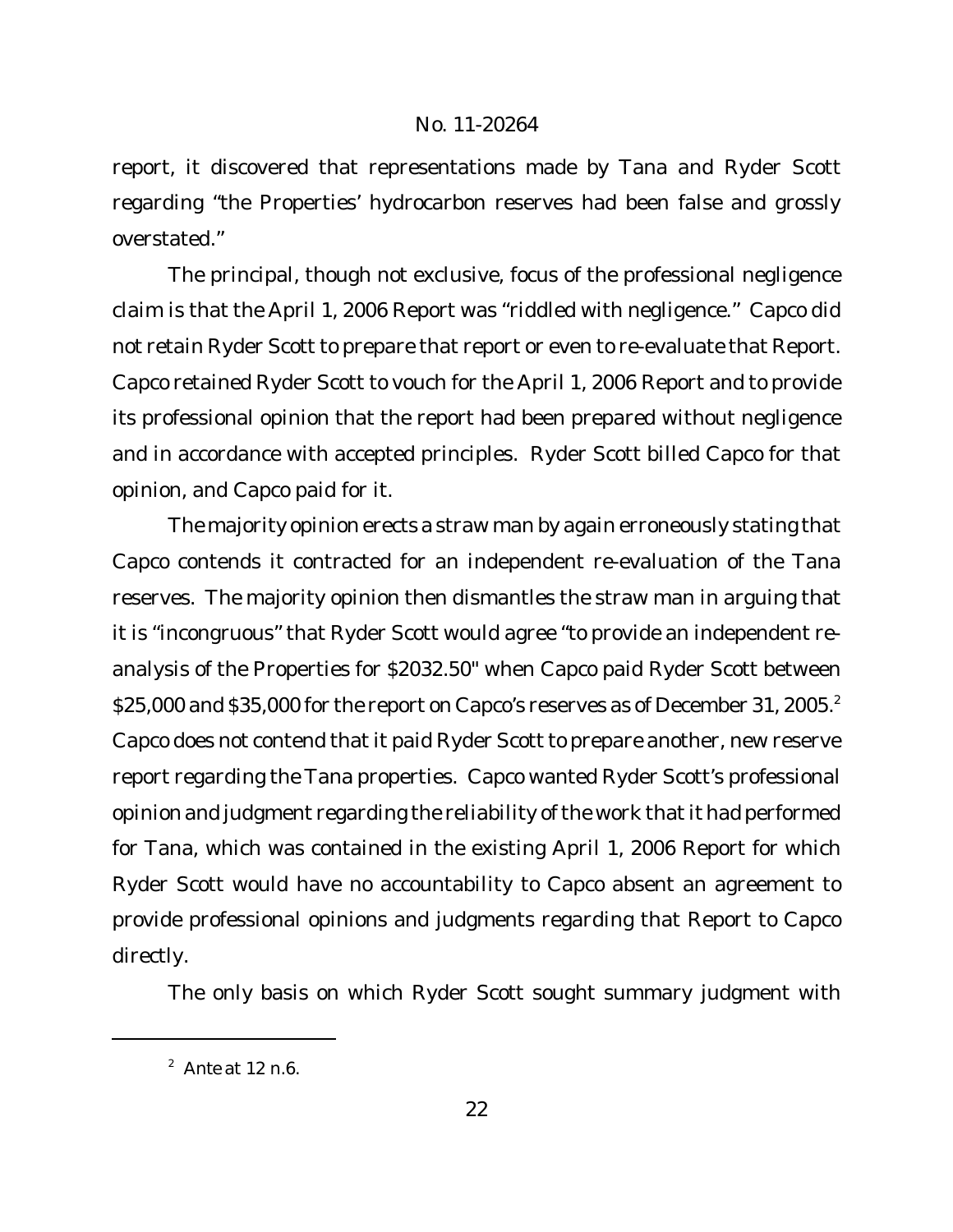report, it discovered that representations made by Tana and Ryder Scott regarding "the Properties' hydrocarbon reserves had been false and grossly overstated."

The principal, though not exclusive, focus of the professional negligence claim is that the April 1, 2006 Report was "riddled with negligence." Capco did not retain Ryder Scott to prepare that report or even to re-evaluate that Report. Capco retained Ryder Scott to vouch for the April 1, 2006 Report and to provide its professional opinion that the report had been prepared without negligence and in accordance with accepted principles. Ryder Scott billed Capco for that opinion, and Capco paid for it.

The majority opinion erects a straw man by again erroneously stating that Capco contends it contracted for an independent re-evaluation of the Tana reserves. The majority opinion then dismantles the straw man in arguing that it is "incongruous" that Ryder Scott would agree "to provide an independent re-analysis of the Properties for $2032.50" when Capco paid Ryder Scott between $25,000 and $35,000 for the report on Capco's reserves as of December 31, 2005.[2] Capco does not contend that it paid Ryder Scott to prepare another, new reserve report regarding the Tana properties. Capco wanted Ryder Scott's professional opinion and judgment regarding the reliability of the work that it had performed for Tana, which was contained in the existing April 1, 2006 Report for which Ryder Scott would have no accountability to Capco absent an agreement to provide professional opinions and judgments regarding that Report to Capco directly.

The only basis on which Ryder Scott sought summary judgment with

---

[2] *Ante* at 12 n.6.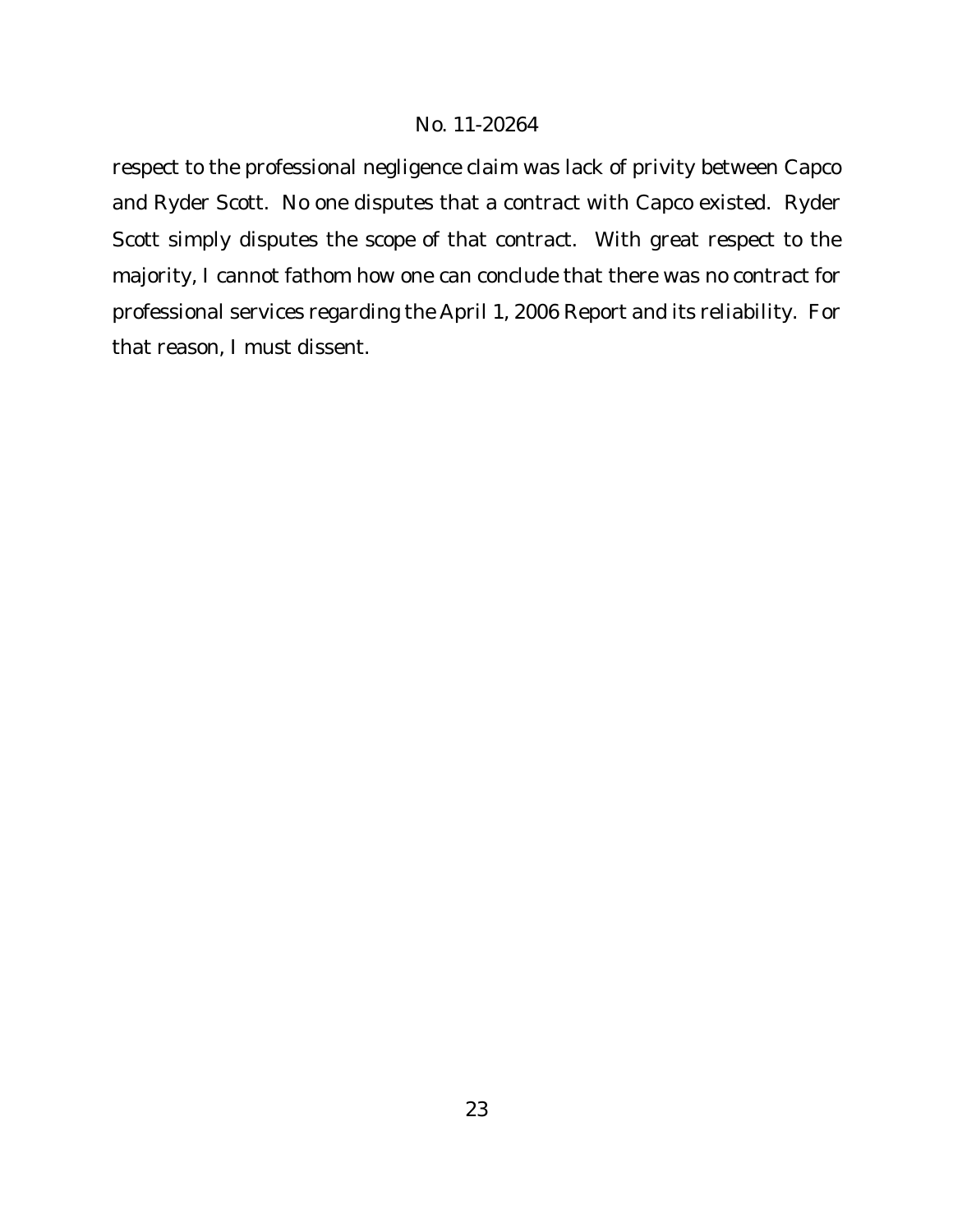respect to the professional negligence claim was lack of privity between Capco and Ryder Scott. No one disputes that a contract with Capco existed. Ryder Scott simply disputes the scope of that contract. With great respect to the majority, I cannot fathom how one can conclude that there was no contract for professional services regarding the April 1, 2006 Report and its reliability. For that reason, I must dissent.